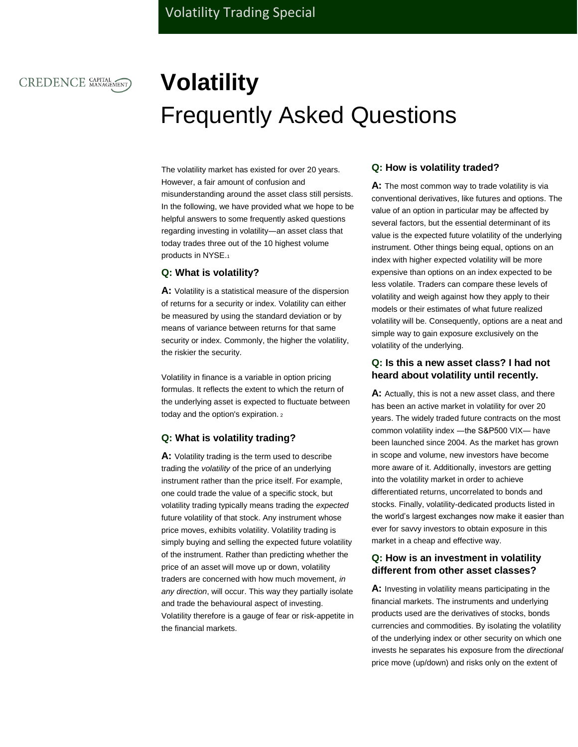# Volatility

## Frequently Asked Questions

The volatility market has existed for over 20 years. However, a fair amount of confusion and misunderstanding around the asset class still persists. In the following, we have provided what we hope to be helpful answers to some frequently asked questions regarding investing in volatility—an asset class that today trades three out of the 10 highest volume products in NYSE.[1]

### Q: What is volatility?

**A:** Volatility is a statistical measure of the dispersion of returns for a security or index. Volatility can either be measured by using the standard deviation or by means of variance between returns for that same security or index. Commonly, the higher the volatility, the riskier the security.

Volatility in finance is a variable in option pricing formulas. It reflects the extent to which the return of the underlying asset is expected to fluctuate between today and the option's expiration. [2]

### Q: What is volatility trading?

**A:** Volatility trading is the term used to describe trading the *volatility* of the price of an underlying instrument rather than the price itself. For example, one could trade the value of a specific stock, but volatility trading typically means trading the *expected* future volatility of that stock. Any instrument whose price moves, exhibits volatility. Volatility trading is simply buying and selling the expected future volatility of the instrument. Rather than predicting whether the price of an asset will move up or down, volatility traders are concerned with how much movement, *in any direction*, will occur. This way they partially isolate and trade the behavioural aspect of investing. Volatility therefore is a gauge of fear or risk-appetite in the financial markets.

### Q: How is volatility traded?

**A:** The most common way to trade volatility is via conventional derivatives, like futures and options. The value of an option in particular may be affected by several factors, but the essential determinant of its value is the expected future volatility of the underlying instrument. Other things being equal, options on an index with higher expected volatility will be more expensive than options on an index expected to be less volatile. Traders can compare these levels of volatility and weigh against how they apply to their models or their estimates of what future realized volatility will be. Consequently, options are a neat and simple way to gain exposure exclusively on the volatility of the underlying.

### Q: Is this a new asset class? I had not heard about volatility until recently.

**A:** Actually, this is not a new asset class, and there has been an active market in volatility for over 20 years. The widely traded future contracts on the most common volatility index —the S&P500 VIX— have been launched since 2004. As the market has grown in scope and volume, new investors have become more aware of it. Additionally, investors are getting into the volatility market in order to achieve differentiated returns, uncorrelated to bonds and stocks. Finally, volatility-dedicated products listed in the world's largest exchanges now make it easier than ever for savvy investors to obtain exposure in this market in a cheap and effective way.

### Q: How is an investment in volatility different from other asset classes?

**A:** Investing in volatility means participating in the financial markets. The instruments and underlying products used are the derivatives of stocks, bonds currencies and commodities. By isolating the volatility of the underlying index or other security on which one invests he separates his exposure from the *directional* price move (up/down) and risks only on the extent of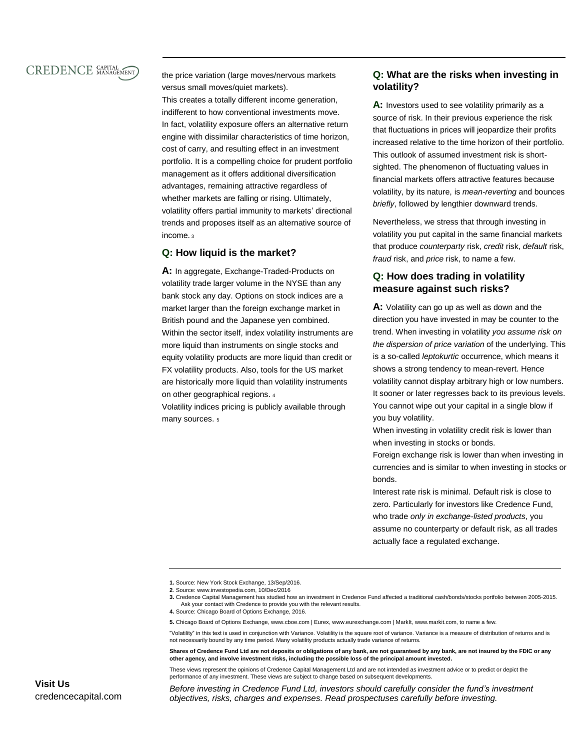the price variation (large moves/nervous markets versus small moves/quiet markets).

This creates a totally different income generation, indifferent to how conventional investments move. In fact, volatility exposure offers an alternative return engine with dissimilar characteristics of time horizon, cost of carry, and resulting effect in an investment portfolio. It is a compelling choice for prudent portfolio management as it offers additional diversification advantages, remaining attractive regardless of whether markets are falling or rising. Ultimately, volatility offers partial immunity to markets' directional trends and proposes itself as an alternative source of income. [3]

### Q: How liquid is the market?

**A:** In aggregate, Exchange-Traded-Products on volatility trade larger volume in the NYSE than any bank stock any day. Options on stock indices are a market larger than the foreign exchange market in British pound and the Japanese yen combined. Within the sector itself, index volatility instruments are more liquid than instruments on single stocks and equity volatility products are more liquid than credit or FX volatility products. Also, tools for the US market are historically more liquid than volatility instruments on other geographical regions. [4]

Volatility indices pricing is publicly available through many sources. [5]

### Q: What are the risks when investing in volatility?

**A:** Investors used to see volatility primarily as a source of risk. In their previous experience the risk that fluctuations in prices will jeopardize their profits increased relative to the time horizon of their portfolio. This outlook of assumed investment risk is short-sighted. The phenomenon of fluctuating values in financial markets offers attractive features because volatility, by its nature, is *mean-reverting* and bounces *briefly*, followed by lengthier downward trends.

Nevertheless, we stress that through investing in volatility you put capital in the same financial markets that produce *counterparty* risk, *credit* risk, *default* risk, *fraud* risk, and *price* risk, to name a few.

### Q: How does trading in volatility measure against such risks?

**A:** Volatility can go up as well as down and the direction you have invested in may be counter to the trend. When investing in volatility *you assume risk on the dispersion of price variation* of the underlying. This is a so-called *leptokurtic* occurrence, which means it shows a strong tendency to mean-revert. Hence volatility cannot display arbitrary high or low numbers. It sooner or later regresses back to its previous levels. You cannot wipe out your capital in a single blow if you buy volatility.

When investing in volatility credit risk is lower than when investing in stocks or bonds.

Foreign exchange risk is lower than when investing in currencies and is similar to when investing in stocks or bonds.

Interest rate risk is minimal. Default risk is close to zero. Particularly for investors like Credence Fund, who trade *only in exchange-listed products*, you assume no counterparty or default risk, as all trades actually face a regulated exchange.

---

**1.** Source: New York Stock Exchange, 13/Sep/2016.
**2**. Source: www.investopedia.com, 10/Dec/2016
**3.** Credence Capital Management has studied how an investment in Credence Fund affected a traditional cash/bonds/stocks portfolio between 2005-2015. Ask your contact with Credence to provide you with the relevant results.
**4.** Source: Chicago Board of Options Exchange, 2016.
**5.** Chicago Board of Options Exchange, www.cboe.com | Eurex, www.eurexchange.com | MarkIt, www.markit.com, to name a few.

"Volatility" in this text is used in conjunction with Variance. Volatility is the square root of variance. Variance is a measure of distribution of returns and is not necessarily bound by any time period. Many volatility products actually trade variance of returns.

**Shares of Credence Fund Ltd are not deposits or obligations of any bank, are not guaranteed by any bank, are not insured by the FDIC or any other agency, and involve investment risks, including the possible loss of the principal amount invested.**

These views represent the opinions of Credence Capital Management Ltd and are not intended as investment advice or to predict or depict the performance of any investment. These views are subject to change based on subsequent developments.

*Before investing in Credence Fund Ltd, investors should carefully consider the fund's investment objectives, risks, charges and expenses. Read prospectuses carefully before investing.*

**Visit Us**
credencecapital.com